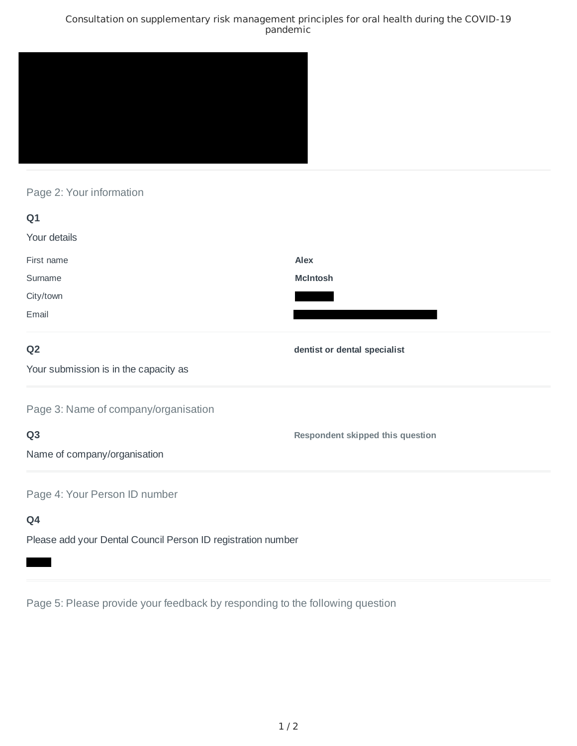# Consultation on supplementary risk management principles for oral health during the COVID-19 pandemic

## Page 2: Your information

**Q1**

Your details

| | |
|---|---|
| First name | **Alex** |
| Surname | **McIntosh** |
| City/town | |
| Email | |

**Q2**

Your submission is in the capacity as

**dentist or dental specialist**

## Page 3: Name of company/organisation

**Q3**

Name of company/organisation

**Respondent skipped this question**

## Page 4: Your Person ID number

**Q4**

Please add your Dental Council Person ID registration number

## Page 5: Please provide your feedback by responding to the following question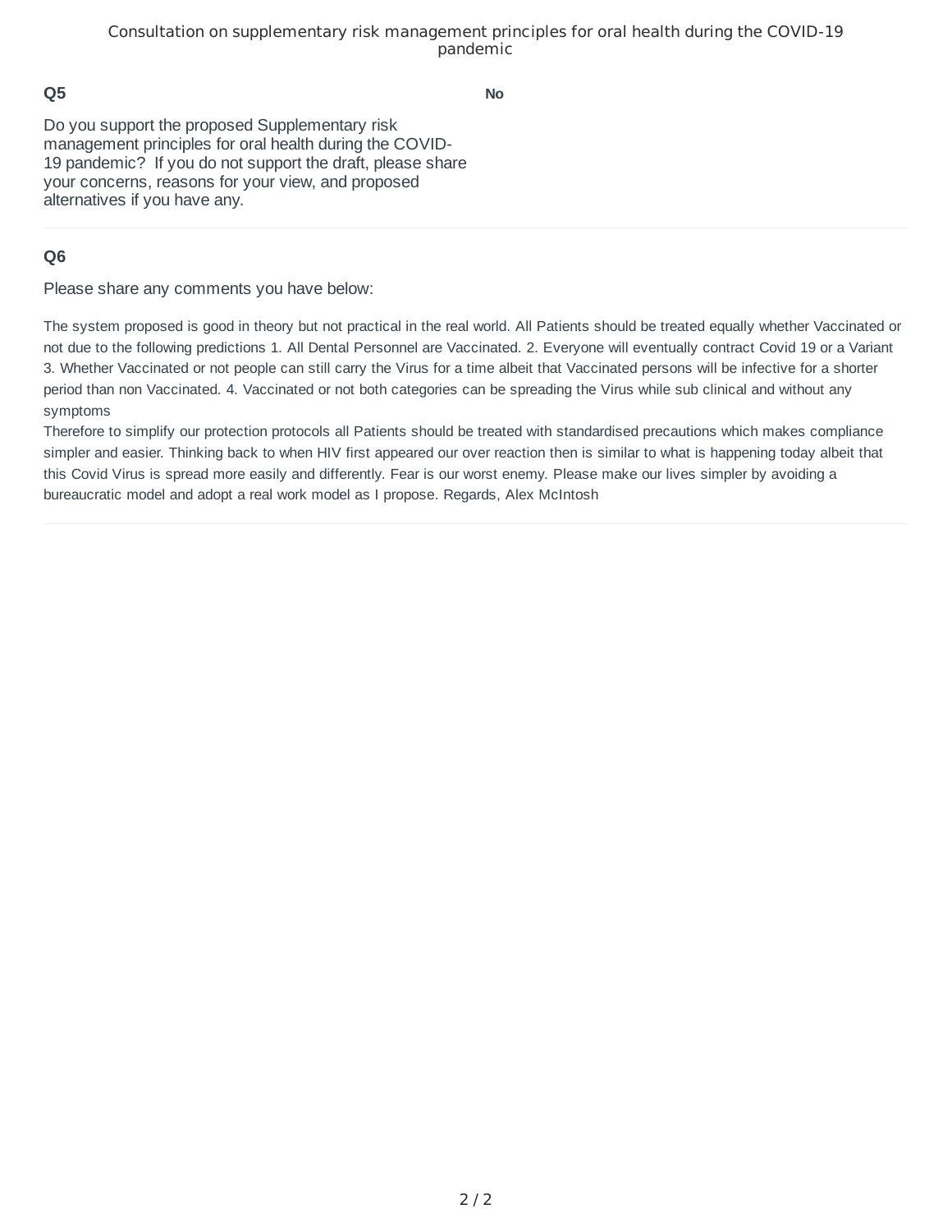**Q5**

Do you support the proposed Supplementary risk management principles for oral health during the COVID-19 pandemic? If you do not support the draft, please share your concerns, reasons for your view, and proposed alternatives if you have any.

**No**

**Q6**

Please share any comments you have below:

The system proposed is good in theory but not practical in the real world. All Patients should be treated equally whether Vaccinated or not due to the following predictions 1. All Dental Personnel are Vaccinated. 2. Everyone will eventually contract Covid 19 or a Variant 3. Whether Vaccinated or not people can still carry the Virus for a time albeit that Vaccinated persons will be infective for a shorter period than non Vaccinated. 4. Vaccinated or not both categories can be spreading the Virus while sub clinical and without any symptoms

Therefore to simplify our protection protocols all Patients should be treated with standardised precautions which makes compliance simpler and easier. Thinking back to when HIV first appeared our over reaction then is similar to what is happening today albeit that this Covid Virus is spread more easily and differently. Fear is our worst enemy. Please make our lives simpler by avoiding a bureaucratic model and adopt a real work model as I propose. Regards, Alex McIntosh